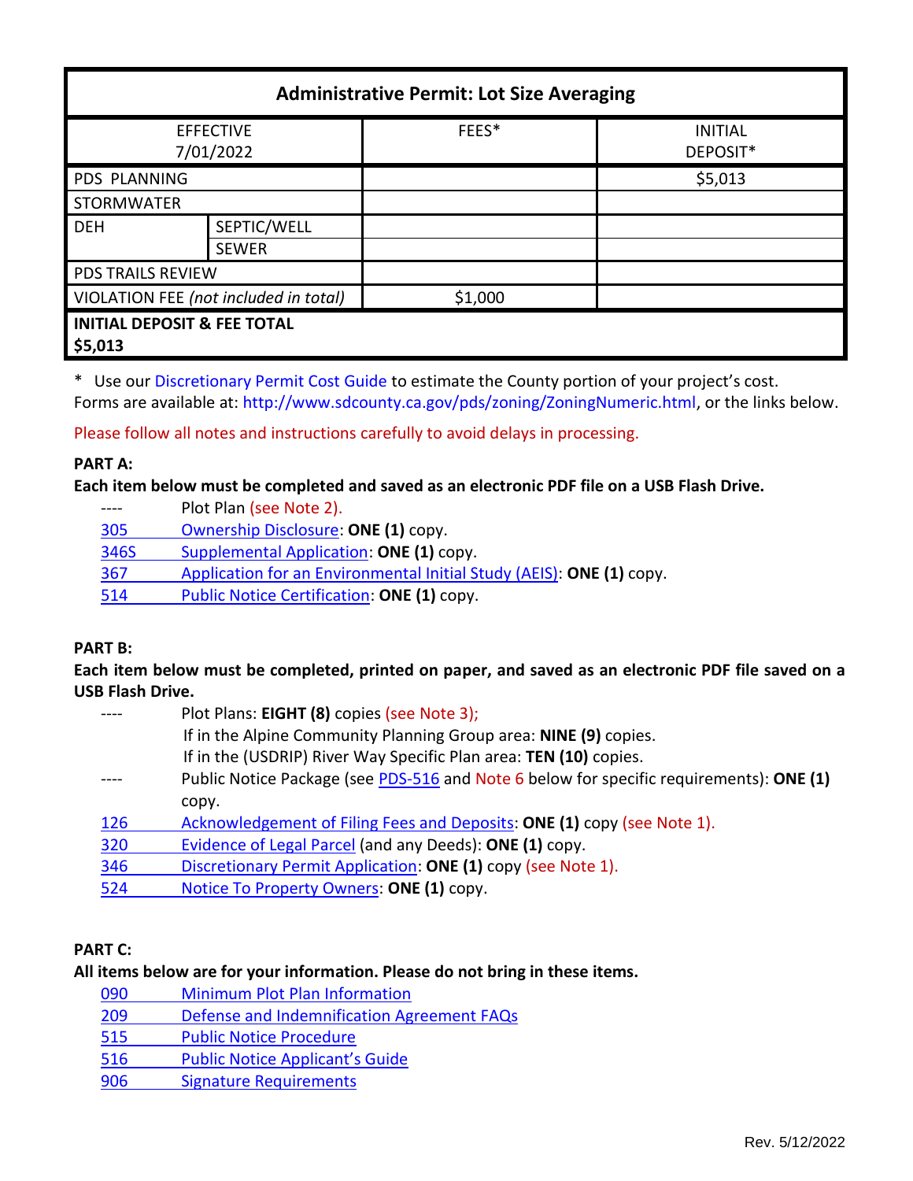| Administrative Permit: Lot Size Averaging | | | |
|---|---|---|---|
| EFFECTIVE 7/01/2022 | | FEES* | INITIAL DEPOSIT* |
| PDS PLANNING | | | $5,013 |
| STORMWATER | | | |
| DEH | SEPTIC/WELL | | |
| | SEWER | | |
| PDS TRAILS REVIEW | | | |
| VIOLATION FEE *(not included in total)* | | $1,000 | |
| **INITIAL DEPOSIT & FEE TOTAL $5,013** | | | |

\* Use our Discretionary Permit Cost Guide to estimate the County portion of your project's cost. Forms are available at: http://www.sdcounty.ca.gov/pds/zoning/ZoningNumeric.html, or the links below.

Please follow all notes and instructions carefully to avoid delays in processing.

**PART A:**

**Each item below must be completed and saved as an electronic PDF file on a USB Flash Drive.**

- ---- Plot Plan (see Note 2).
- 305 Ownership Disclosure: **ONE (1)** copy.
- 346S Supplemental Application: **ONE (1)** copy.
- 367 Application for an Environmental Initial Study (AEIS): **ONE (1)** copy.
- 514 Public Notice Certification: **ONE (1)** copy.

**PART B:**

**Each item below must be completed, printed on paper, and saved as an electronic PDF file saved on a USB Flash Drive.**

- ---- Plot Plans: **EIGHT (8)** copies (see Note 3);
  If in the Alpine Community Planning Group area: **NINE (9)** copies.
  If in the (USDRIP) River Way Specific Plan area: **TEN (10)** copies.
- ---- Public Notice Package (see PDS-516 and Note 6 below for specific requirements): **ONE (1)** copy.
- 126 Acknowledgement of Filing Fees and Deposits: **ONE (1)** copy (see Note 1).
- 320 Evidence of Legal Parcel (and any Deeds): **ONE (1)** copy.
- 346 Discretionary Permit Application: **ONE (1)** copy (see Note 1).
- 524 Notice To Property Owners: **ONE (1)** copy.

**PART C:**

**All items below are for your information. Please do not bring in these items.**

- 090 Minimum Plot Plan Information
- 209 Defense and Indemnification Agreement FAQs
- 515 Public Notice Procedure
- 516 Public Notice Applicant's Guide
- 906 Signature Requirements

Rev. 5/12/2022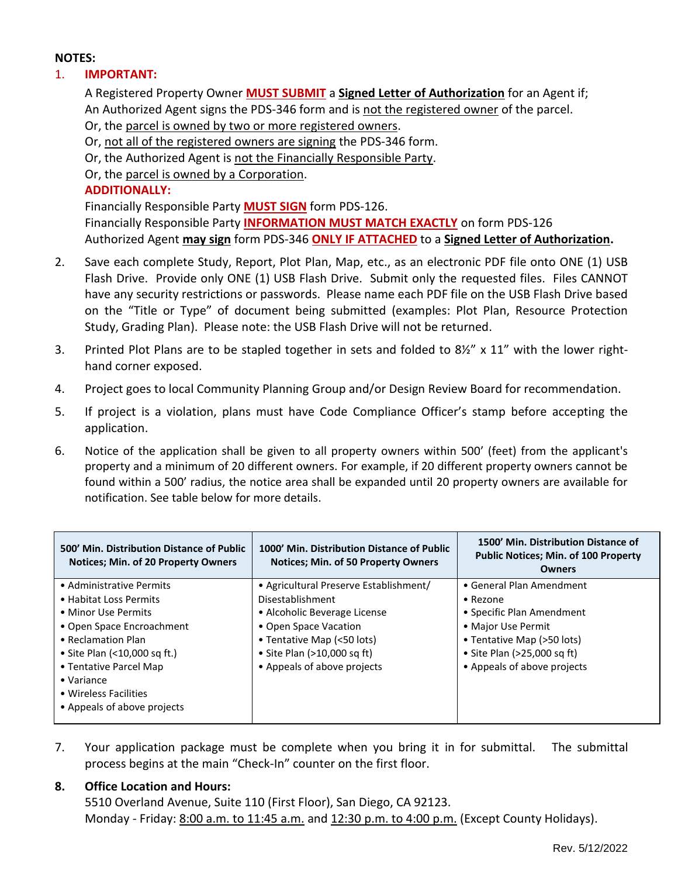**NOTES:**

1. **IMPORTANT:**

   A Registered Property Owner **MUST SUBMIT** a **Signed Letter of Authorization** for an Agent if;
   An Authorized Agent signs the PDS-346 form and is not the registered owner of the parcel.
   Or, the parcel is owned by two or more registered owners.
   Or, not all of the registered owners are signing the PDS-346 form.
   Or, the Authorized Agent is not the Financially Responsible Party.
   Or, the parcel is owned by a Corporation.

   **ADDITIONALLY:**

   Financially Responsible Party **MUST SIGN** form PDS-126.
   Financially Responsible Party **INFORMATION MUST MATCH EXACTLY** on form PDS-126
   Authorized Agent **may sign** form PDS-346 **ONLY IF ATTACHED** to a **Signed Letter of Authorization.**

2. Save each complete Study, Report, Plot Plan, Map, etc., as an electronic PDF file onto ONE (1) USB Flash Drive. Provide only ONE (1) USB Flash Drive. Submit only the requested files. Files CANNOT have any security restrictions or passwords. Please name each PDF file on the USB Flash Drive based on the "Title or Type" of document being submitted (examples: Plot Plan, Resource Protection Study, Grading Plan). Please note: the USB Flash Drive will not be returned.

3. Printed Plot Plans are to be stapled together in sets and folded to 8½" x 11" with the lower right-hand corner exposed.

4. Project goes to local Community Planning Group and/or Design Review Board for recommendation.

5. If project is a violation, plans must have Code Compliance Officer's stamp before accepting the application.

6. Notice of the application shall be given to all property owners within 500' (feet) from the applicant's property and a minimum of 20 different owners. For example, if 20 different property owners cannot be found within a 500' radius, the notice area shall be expanded until 20 property owners are available for notification. See table below for more details.

| 500' Min. Distribution Distance of Public Notices; Min. of 20 Property Owners | 1000' Min. Distribution Distance of Public Notices; Min. of 50 Property Owners | 1500' Min. Distribution Distance of Public Notices; Min. of 100 Property Owners |
|---|---|---|
| • Administrative Permits<br>• Habitat Loss Permits<br>• Minor Use Permits<br>• Open Space Encroachment<br>• Reclamation Plan<br>• Site Plan (<10,000 sq ft.)<br>• Tentative Parcel Map<br>• Variance<br>• Wireless Facilities<br>• Appeals of above projects | • Agricultural Preserve Establishment/ Disestablishment<br>• Alcoholic Beverage License<br>• Open Space Vacation<br>• Tentative Map (<50 lots)<br>• Site Plan (>10,000 sq ft)<br>• Appeals of above projects | • General Plan Amendment<br>• Rezone<br>• Specific Plan Amendment<br>• Major Use Permit<br>• Tentative Map (>50 lots)<br>• Site Plan (>25,000 sq ft)<br>• Appeals of above projects |

7. Your application package must be complete when you bring it in for submittal. The submittal process begins at the main "Check-In" counter on the first floor.

8. **Office Location and Hours:**

   5510 Overland Avenue, Suite 110 (First Floor), San Diego, CA 92123.
   Monday - Friday: 8:00 a.m. to 11:45 a.m. and 12:30 p.m. to 4:00 p.m. (Except County Holidays).

Rev. 5/12/2022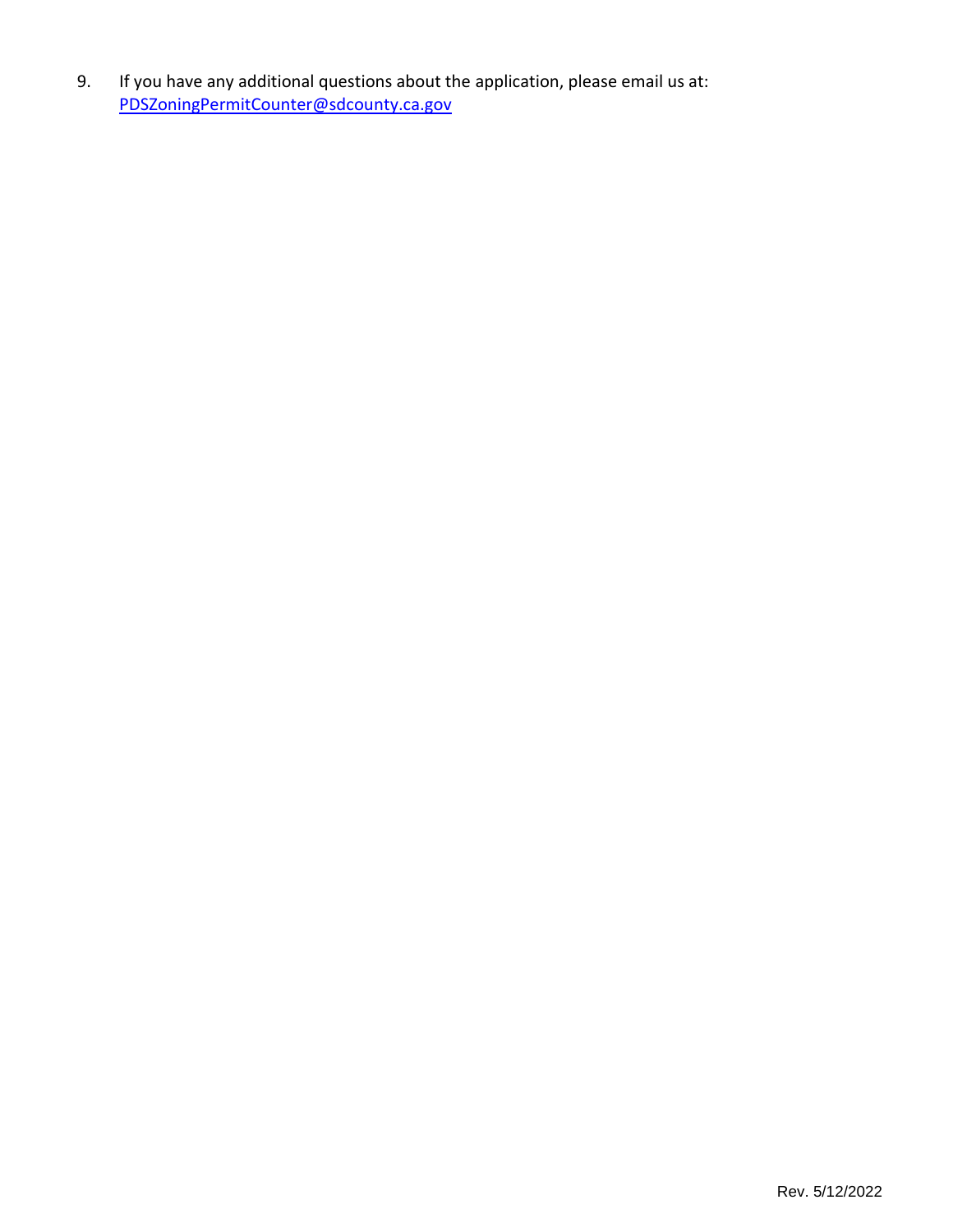9. If you have any additional questions about the application, please email us at: PDSZoningPermitCounter@sdcounty.ca.gov

Rev. 5/12/2022